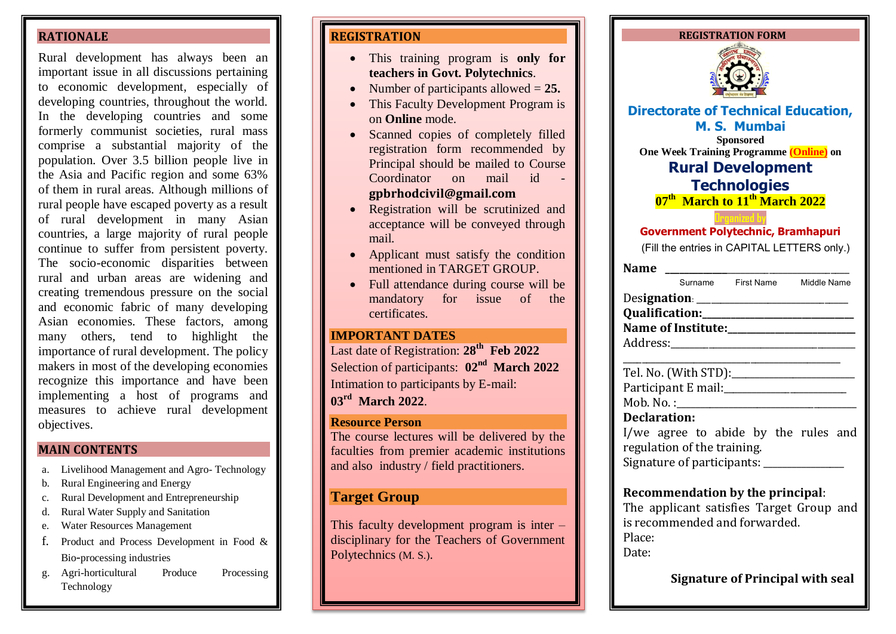## RATIONALE

Rural development has always been an important issue in all discussions pertaining to economic development, especially of developing countries, throughout the world. In the developing countries and some formerly communist societies, rural mass comprise a substantial majority of the population. Over 3.5 billion people live in the Asia and Pacific region and some 63% of them in rural areas. Although millions of rural people have escaped poverty as a result of rural development in many Asian countries, a large majority of rural people continue to suffer from persistent poverty. The socio-economic disparities between rural and urban areas are widening and creating tremendous pressure on the social and economic fabric of many developing Asian economies. These factors, among many others, tend to highlight the importance of rural development. The policy makers in most of the developing economies recognize this importance and have been implementing a host of programs and measures to achieve rural development objectives.

## MAIN CONTENTS

a. Livelihood Management and Agro- Technology
b. Rural Engineering and Energy
c. Rural Development and Entrepreneurship
d. Rural Water Supply and Sanitation
e. Water Resources Management
f. Product and Process Development in Food & Bio-processing industries
g. Agri-horticultural Produce Processing Technology

## REGISTRATION

- This training program is **only for teachers in Govt. Polytechnics**.
- Number of participants allowed = **25.**
- This Faculty Development Program is on **Online** mode.
- Scanned copies of completely filled registration form recommended by Principal should be mailed to Course Coordinator on mail id - **gpbrhodcivil@gmail.com**
- Registration will be scrutinized and acceptance will be conveyed through mail.
- Applicant must satisfy the condition mentioned in TARGET GROUP.
- Full attendance during course will be mandatory for issue of the certificates.

## IMPORTANT DATES

Last date of Registration: **28th Feb 2022**

Selection of participants: **02nd March 2022**

Intimation to participants by E-mail:

**03rd March 2022**.

## Resource Person

The course lectures will be delivered by the faculties from premier academic institutions and also industry / field practitioners.

## Target Group

This faculty development program is inter – disciplinary for the Teachers of Government Polytechnics (M. S.).

## REGISTRATION FORM

**Directorate of Technical Education, M. S. Mumbai**

**Sponsored**

**One Week Training Programme (Online) on**

# Rural Development Technologies

**07th March to 11th March 2022**

Organized by

**Government Polytechnic, Bramhapuri**

(Fill the entries in CAPITAL LETTERS only.)

**Name** ______________________________

Surname First Name Middle Name

Designation: ___________________________

**Qualification:**___________________________

**Name of Institute:**_______________________

Address:____________________________________

_______________________________________

Tel. No. (With STD):_______________________

Participant E mail:________________________

Mob. No. :__________________________________

**Declaration:**

I/we agree to abide by the rules and regulation of the training.

Signature of participants: _______________

**Recommendation by the principal**:

The applicant satisfies Target Group and is recommended and forwarded.

Place:

Date:

**Signature of Principal with seal**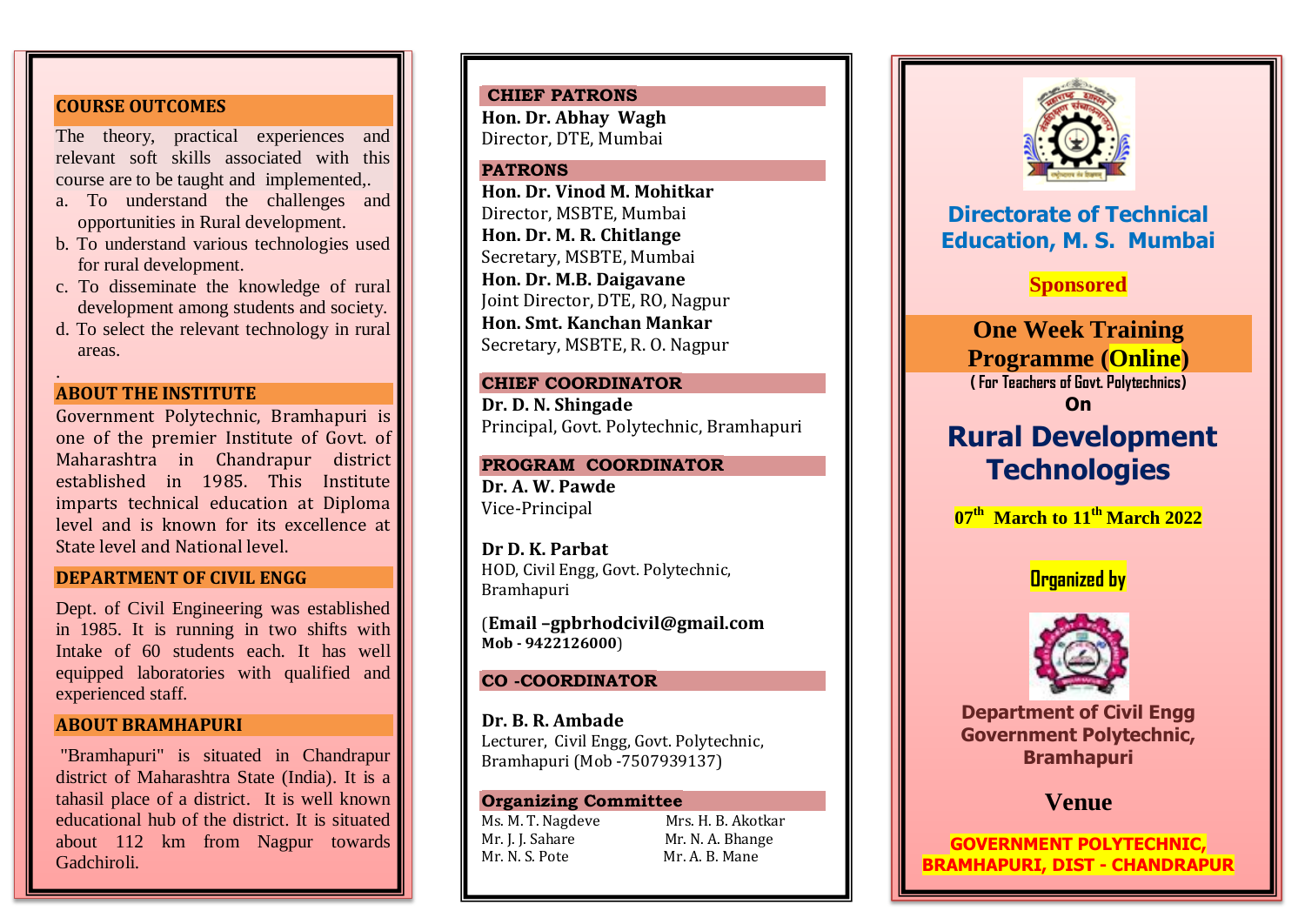## COURSE OUTCOMES

The theory, practical experiences and relevant soft skills associated with this course are to be taught and implemented,.

a. To understand the challenges and opportunities in Rural development.
b. To understand various technologies used for rural development.
c. To disseminate the knowledge of rural development among students and society.
d. To select the relevant technology in rural areas.

.

## ABOUT THE INSTITUTE

Government Polytechnic, Bramhapuri is one of the premier Institute of Govt. of Maharashtra in Chandrapur district established in 1985. This Institute imparts technical education at Diploma level and is known for its excellence at State level and National level.

## DEPARTMENT OF CIVIL ENGG

Dept. of Civil Engineering was established in 1985. It is running in two shifts with Intake of 60 students each. It has well equipped laboratories with qualified and experienced staff.

## ABOUT BRAMHAPURI

"Bramhapuri" is situated in Chandrapur district of Maharashtra State (India). It is a tahasil place of a district. It is well known educational hub of the district. It is situated about 112 km from Nagpur towards Gadchiroli.

## CHIEF PATRONS

**Hon. Dr. Abhay Wagh**
Director, DTE, Mumbai

## PATRONS

**Hon. Dr. Vinod M. Mohitkar**
Director, MSBTE, Mumbai
**Hon. Dr. M. R. Chitlange**
Secretary, MSBTE, Mumbai
**Hon. Dr. M.B. Daigavane**
Joint Director, DTE, RO, Nagpur
**Hon. Smt. Kanchan Mankar**
Secretary, MSBTE, R. O. Nagpur

## CHIEF COORDINATOR

**Dr. D. N. Shingade**
Principal, Govt. Polytechnic, Bramhapuri

## PROGRAM COORDINATOR

**Dr. A. W. Pawde**
Vice-Principal

**Dr D. K. Parbat**
HOD, Civil Engg, Govt. Polytechnic, Bramhapuri

(**Email –gpbrhodcivil@gmail.com**
**Mob - 9422126000**)

## CO -COORDINATOR

**Dr. B. R. Ambade**
Lecturer, Civil Engg, Govt. Polytechnic, Bramhapuri (Mob -7507939137)

## Organizing Committee

Ms. M. T. Nagdeve
Mr. J. J. Sahare
Mr. N. S. Pote
Mrs. H. B. Akotkar
Mr. N. A. Bhange
Mr. A. B. Mane

**Directorate of Technical Education, M. S. Mumbai**

**Sponsored**

# One Week Training Programme (Online)

**( For Teachers of Govt. Polytechnics)**

**On**

# Rural Development Technologies

**07th March to 11th March 2022**

**Organized by**

**Department of Civil Engg**
**Government Polytechnic, Bramhapuri**

## Venue

**GOVERNMENT POLYTECHNIC, BRAMHAPURI, DIST - CHANDRAPUR**